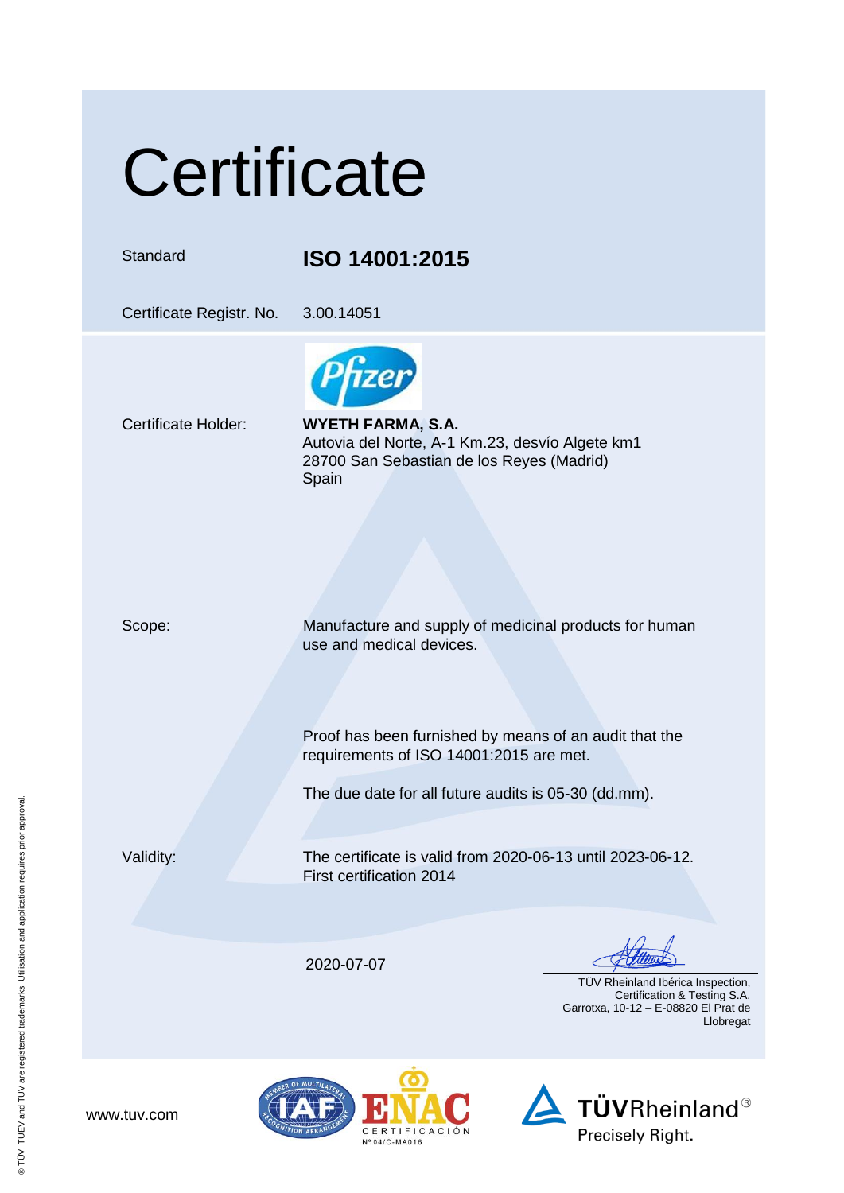# Certificate

| | |
|---|---|
| Standard | **ISO 14001:2015** |
| Certificate Registr. No. | 3.00.14051 |
| Certificate Holder: | **WYETH FARMA, S.A.**<br>Autovia del Norte, A-1 Km.23, desvío Algete km1<br>28700 San Sebastian de los Reyes (Madrid)<br>Spain |
| Scope: | Manufacture and supply of medicinal products for human use and medical devices. |

Proof has been furnished by means of an audit that the requirements of ISO 14001:2015 are met.

The due date for all future audits is 05-30 (dd.mm).

Validity: The certificate is valid from 2020-06-13 until 2023-06-12.
First certification 2014

2020-07-07

TÜV Rheinland Ibérica Inspection, Certification & Testing S.A.
Garrotxa, 10-12 – E-08820 El Prat de Llobregat

www.tuv.com

ENAC CERTIFICACIÓN Nº 04/C-MA016

TÜVRheinland®
Precisely Right.

® TÜV, TUEV and TUV are registered trademarks. Utilisation and application requires prior approval.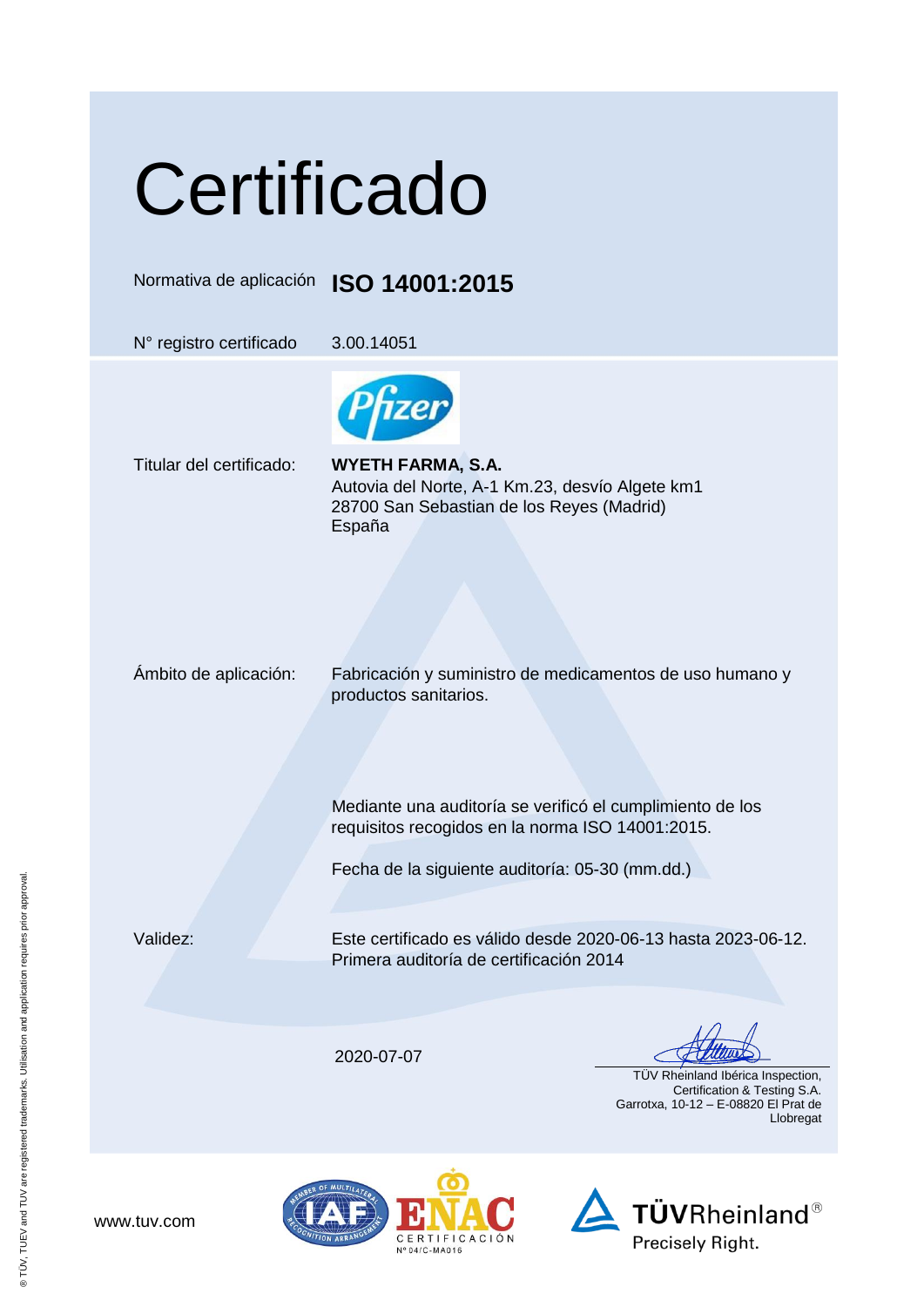# Certificado

Normativa de aplicación **ISO 14001:2015**

N° registro certificado 3.00.14051

Titular del certificado: **WYETH FARMA, S.A.**
Autovia del Norte, A-1 Km.23, desvío Algete km1
28700 San Sebastian de los Reyes (Madrid)
España

Ámbito de aplicación: Fabricación y suministro de medicamentos de uso humano y productos sanitarios.

Mediante una auditoría se verificó el cumplimiento de los requisitos recogidos en la norma ISO 14001:2015.

Fecha de la siguiente auditoría: 05-30 (mm.dd.)

Validez: Este certificado es válido desde 2020-06-13 hasta 2023-06-12.
Primera auditoría de certificación 2014

2020-07-07

TÜV Rheinland Ibérica Inspection, Certification & Testing S.A.
Garrotxa, 10-12 – E-08820 El Prat de Llobregat

www.tuv.com

ENAC CERTIFICACIÓN Nº 04/C-MA016

TÜVRheinland®
Precisely Right.

® TÜV, TUEV and TUV are registered trademarks. Utilisation and application requires prior approval.